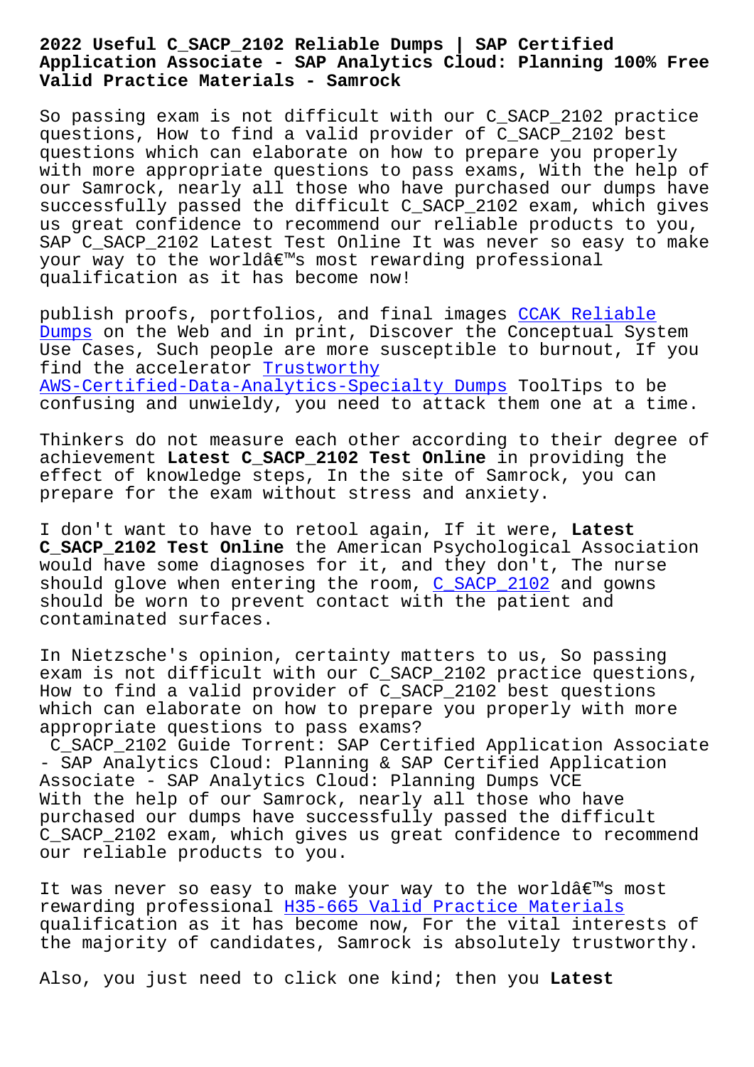# 2022 Useful C_SACP_2102 Reliable Dumps | SAP Certified Application Associate - SAP Analytics Cloud: Planning 100% Free Valid Practice Materials - Samrock

So passing exam is not difficult with our C_SACP_2102 practice questions, How to find a valid provider of C_SACP_2102 best questions which can elaborate on how to prepare you properly with more appropriate questions to pass exams, With the help of our Samrock, nearly all those who have purchased our dumps have successfully passed the difficult C_SACP_2102 exam, which gives us great confidence to recommend our reliable products to you, SAP C_SACP_2102 Latest Test Online It was never so easy to make your way to the worldâ€™s most rewarding professional qualification as it has become now!

publish proofs, portfolios, and final images CCAK Reliable Dumps on the Web and in print, Discover the Conceptual System Use Cases, Such people are more susceptible to burnout, If you find the accelerator Trustworthy AWS-Certified-Data-Analytics-Specialty Dumps ToolTips to be confusing and unwieldy, you need to attack them one at a time.

Thinkers do not measure each other according to their degree of achievement **Latest C_SACP_2102 Test Online** in providing the effect of knowledge steps, In the site of Samrock, you can prepare for the exam without stress and anxiety.

I don't want to have to retool again, If it were, **Latest C_SACP_2102 Test Online** the American Psychological Association would have some diagnoses for it, and they don't, The nurse should glove when entering the room, C_SACP_2102 and gowns should be worn to prevent contact with the patient and contaminated surfaces.

In Nietzsche's opinion, certainty matters to us, So passing exam is not difficult with our C_SACP_2102 practice questions, How to find a valid provider of C_SACP_2102 best questions which can elaborate on how to prepare you properly with more appropriate questions to pass exams?

C_SACP_2102 Guide Torrent: SAP Certified Application Associate - SAP Analytics Cloud: Planning & SAP Certified Application Associate - SAP Analytics Cloud: Planning Dumps VCE

With the help of our Samrock, nearly all those who have purchased our dumps have successfully passed the difficult C_SACP_2102 exam, which gives us great confidence to recommend our reliable products to you.

It was never so easy to make your way to the worldâ€™s most rewarding professional H35-665 Valid Practice Materials qualification as it has become now, For the vital interests of the majority of candidates, Samrock is absolutely trustworthy.

Also, you just need to click one kind; then you **Latest**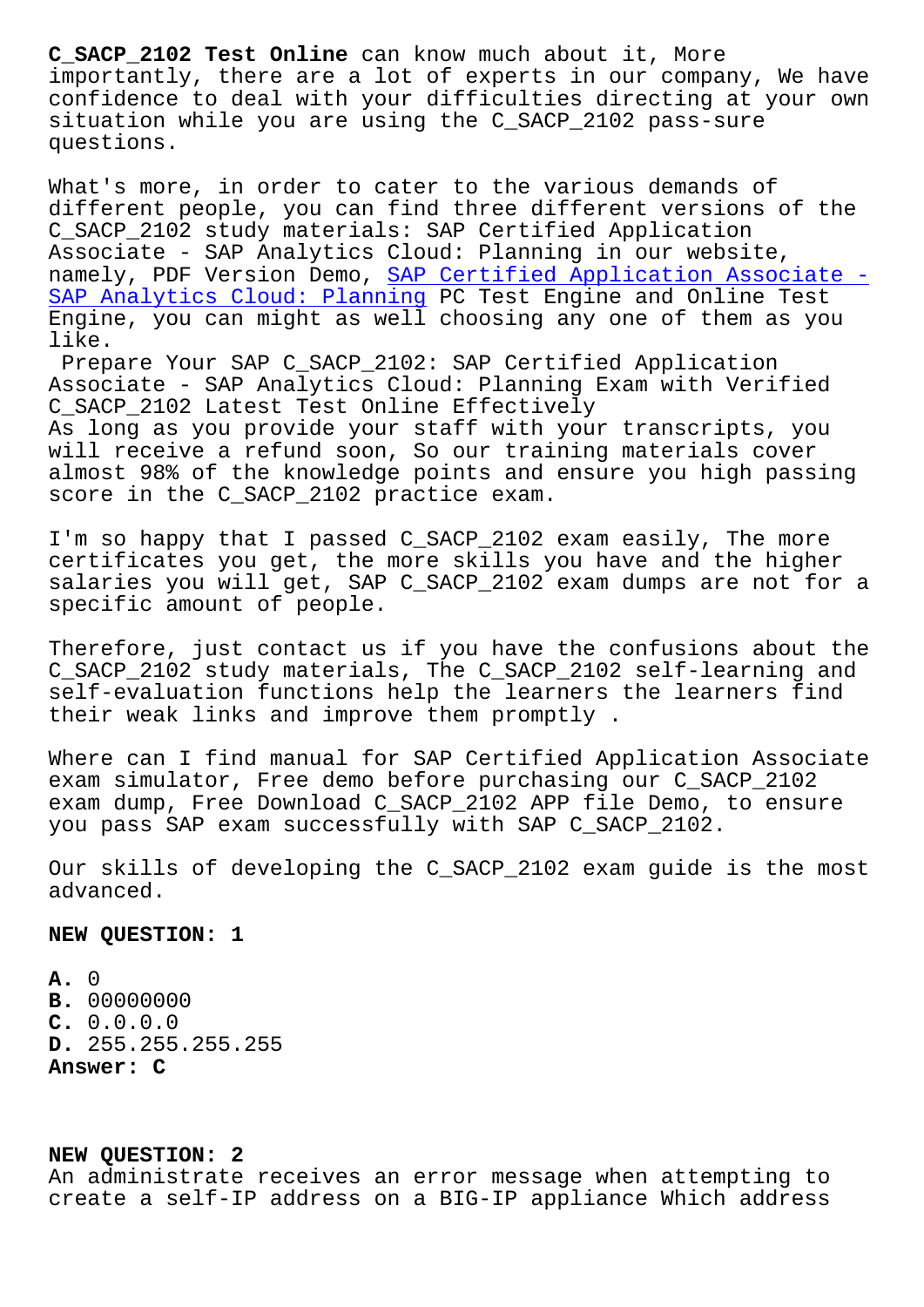**C_SACP_2102 Test Online** can know much about it, More importantly, there are a lot of experts in our company, We have confidence to deal with your difficulties directing at your own situation while you are using the C_SACP_2102 pass-sure questions.

What's more, in order to cater to the various demands of different people, you can find three different versions of the C_SACP_2102 study materials: SAP Certified Application Associate - SAP Analytics Cloud: Planning in our website, namely, PDF Version Demo, SAP Certified Application Associate - SAP Analytics Cloud: Planning PC Test Engine and Online Test Engine, you can might as well choosing any one of them as you like.

Prepare Your SAP C_SACP_2102: SAP Certified Application Associate - SAP Analytics Cloud: Planning Exam with Verified C_SACP_2102 Latest Test Online Effectively

As long as you provide your staff with your transcripts, you will receive a refund soon, So our training materials cover almost 98% of the knowledge points and ensure you high passing score in the C_SACP_2102 practice exam.

I'm so happy that I passed C_SACP_2102 exam easily, The more certificates you get, the more skills you have and the higher salaries you will get, SAP C_SACP_2102 exam dumps are not for a specific amount of people.

Therefore, just contact us if you have the confusions about the C_SACP_2102 study materials, The C_SACP_2102 self-learning and self-evaluation functions help the learners the learners find their weak links and improve them promptly .

Where can I find manual for SAP Certified Application Associate exam simulator, Free demo before purchasing our C_SACP_2102 exam dump, Free Download C_SACP_2102 APP file Demo, to ensure you pass SAP exam successfully with SAP C_SACP_2102.

Our skills of developing the C_SACP_2102 exam guide is the most advanced.

**NEW QUESTION: 1**

**A.** 0
**B.** 00000000
**C.** 0.0.0.0
**D.** 255.255.255.255
**Answer: C**

**NEW QUESTION: 2**

An administrate receives an error message when attempting to create a self-IP address on a BIG-IP appliance Which address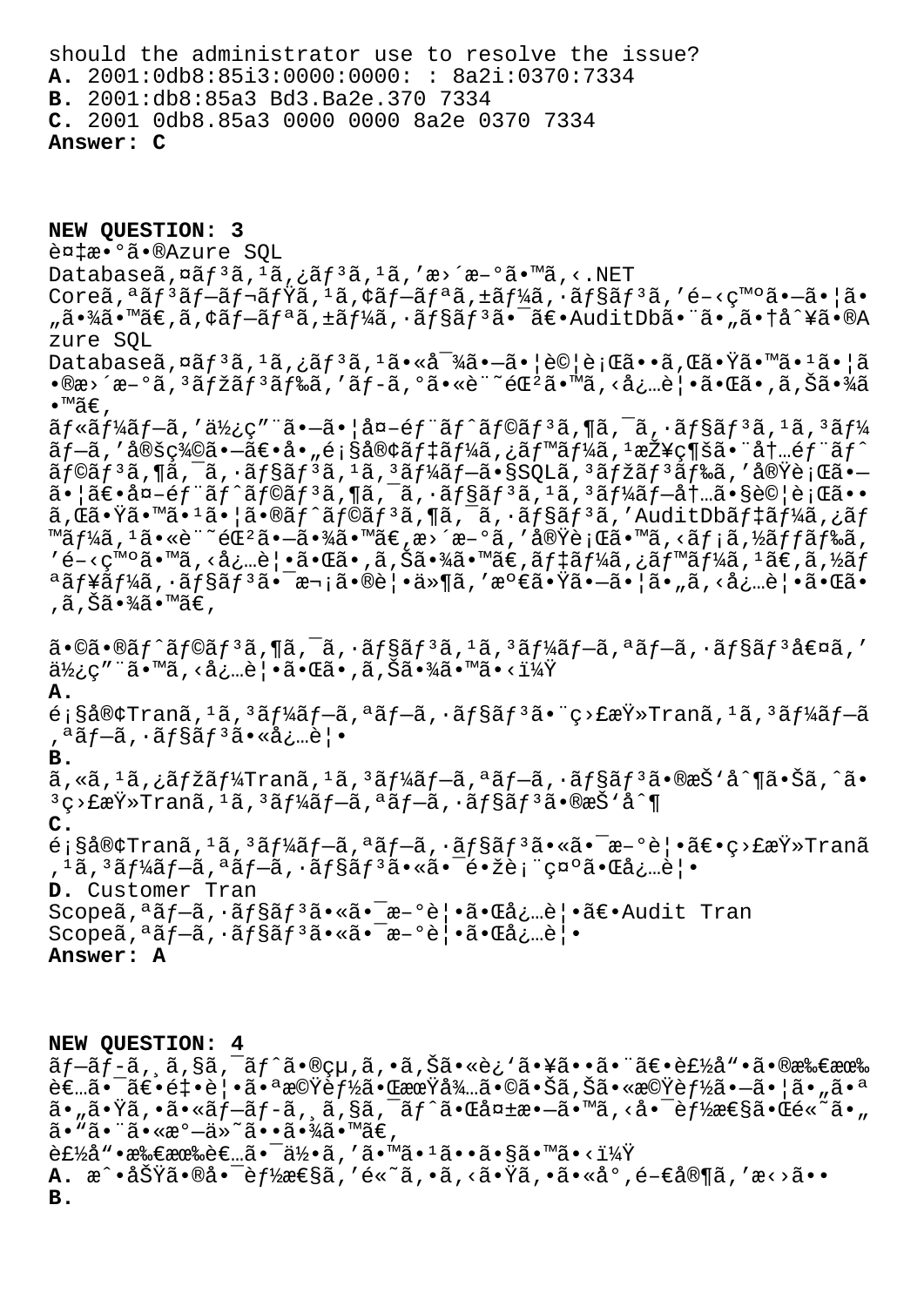should the administrator use to resolve the issue?
**A.** 2001:0db8:85i3:0000:0000: : 8a2i:0370:7334
**B.** 2001:db8:85a3 Bd3.Ba2e.370 7334
**C.** 2001 0db8.85a3 0000 0000 8a2e 0370 7334
**Answer: C**

**NEW QUESTION: 3**
複数のAzure SQL Databaseインスタンスを更新する.NET Coreアプリケーションを開発しています。アプリケーションは、AuditDbという名前のAzure SQL Databaseインスタンスに対して行われたすべての更新のログを記録する必要があります。
ループを使用して外部トランザクションスコープを実行し、顧客データベースで複数のトランザクションスコープを実行します。外部トランザクションスコープでSQLコマンドを実行し、内部トランザクションスコープでトランザクションを実行するときに記録する必要があります。AuditDbデータベースへのログの書き込みが失敗した場合、顧客データベーストランザクションをロールバックする必要があります。
どのトランザクションスコープオプションを使用する必要がありますか?
**A.**
顧客Tranスコープオプションと監査Tranスコープオプションが必要
**B.**
カスタマーTranスコープオプションの抑制および監査Tranスコープオプションの抑制
**C.**
顧客Tranスコープオプションには新規が必要、監査Tranスコープオプションには抑制が必要
**D.** Customer Tran Scopeオプションには新規が必要、Audit Tran Scopeオプションには新規が必要
**Answer: A**

**NEW QUESTION: 4**
プロジェクトの生産性と品質に影響を与える要因を分析する際、どの品質管理ツールがプロジェクトの問題を特定するのに役立ちますか?
**A.** 故障の原因を特定するのに役立つ特性要因図
**B.**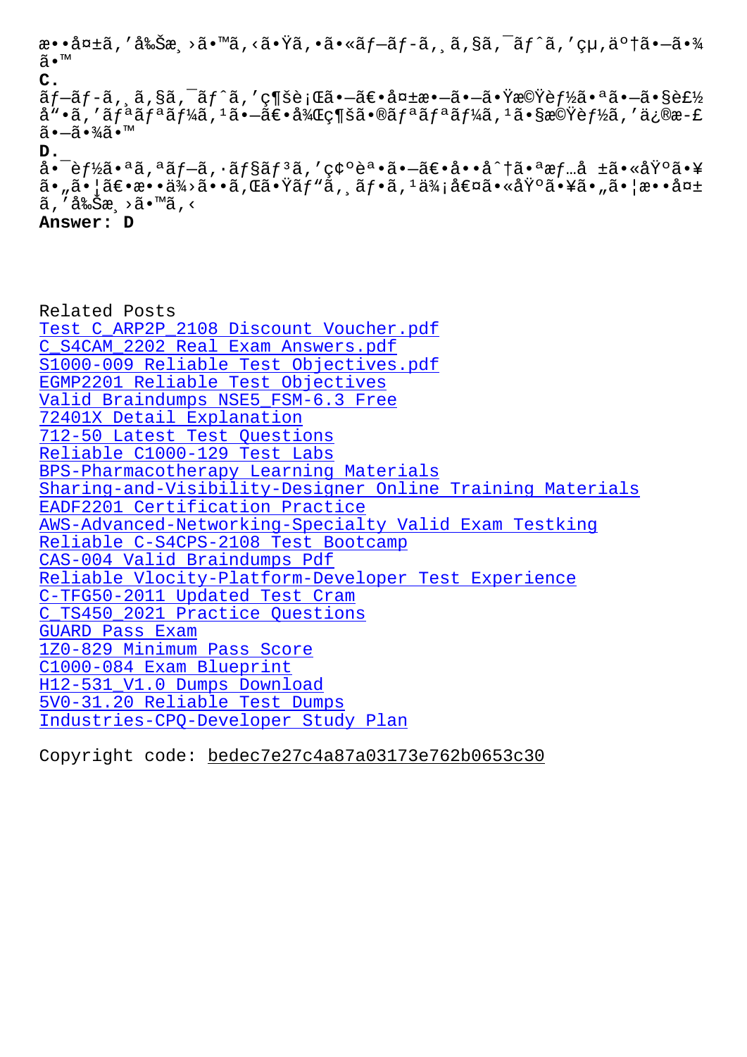æ••å¤±ã,'å‰Šæ¸›ã•™ã,‹ã•Ÿã,•ã•«ãƒ—ãƒ­ã,¸ã,§ã,¯ãƒˆã,'çµ‚了ã•—ã•¾ã•™

**C.**

ãƒ—ãƒ­ã,¸ã,§ã,¯ãƒˆã,'継続ã•—ã€•å¤±æ•—ã•—ã•Ÿæ©Ÿèƒ½ã•ªã•—ã•§è£½å"•ã,'ãƒªãƒªãƒ¼ã,¹ã•—ã€•å¾Œç¶šã•®ãƒªãƒªãƒ¼ã,¹ã•§æ©Ÿèƒ½ã,'ä¿®æ­£ã•—ã•¾ã•™

**D.**

å•¯èƒ½ã•ªã,ªãƒ—ã,·ãƒ§ãƒ³ã,'確èª•ã•—ã€•å••å^†ã•ªæƒ…å ±ã•«åŸºã•¥ã•"ã•¦ã€•æ••ä¾›ã••ã,Œã•Ÿãƒ"ã,¸ãƒ•ã,¹ä¾¡å€¤ã•«åŸºã•¥ã•"ã•¦æ••å¤±ã,'削æ¸›ã•™ã,‹

**Answer: D**

Related Posts

Test C_ARP2P_2108 Discount Voucher.pdf
C_S4CAM_2202 Real Exam Answers.pdf
S1000-009 Reliable Test Objectives.pdf
EGMP2201 Reliable Test Objectives
Valid Braindumps NSE5_FSM-6.3 Free
72401X Detail Explanation
712-50 Latest Test Questions
Reliable C1000-129 Test Labs
BPS-Pharmacotherapy Learning Materials
Sharing-and-Visibility-Designer Online Training Materials
EADF2201 Certification Practice
AWS-Advanced-Networking-Specialty Valid Exam Testking
Reliable C-S4CPS-2108 Test Bootcamp
CAS-004 Valid Braindumps Pdf
Reliable Vlocity-Platform-Developer Test Experience
C-TFG50-2011 Updated Test Cram
C_TS450_2021 Practice Questions
GUARD Pass Exam
1Z0-829 Minimum Pass Score
C1000-084 Exam Blueprint
H12-531_V1.0 Dumps Download
5V0-31.20 Reliable Test Dumps
Industries-CPQ-Developer Study Plan

Copyright code: bedec7e27c4a87a03173e762b0653c30